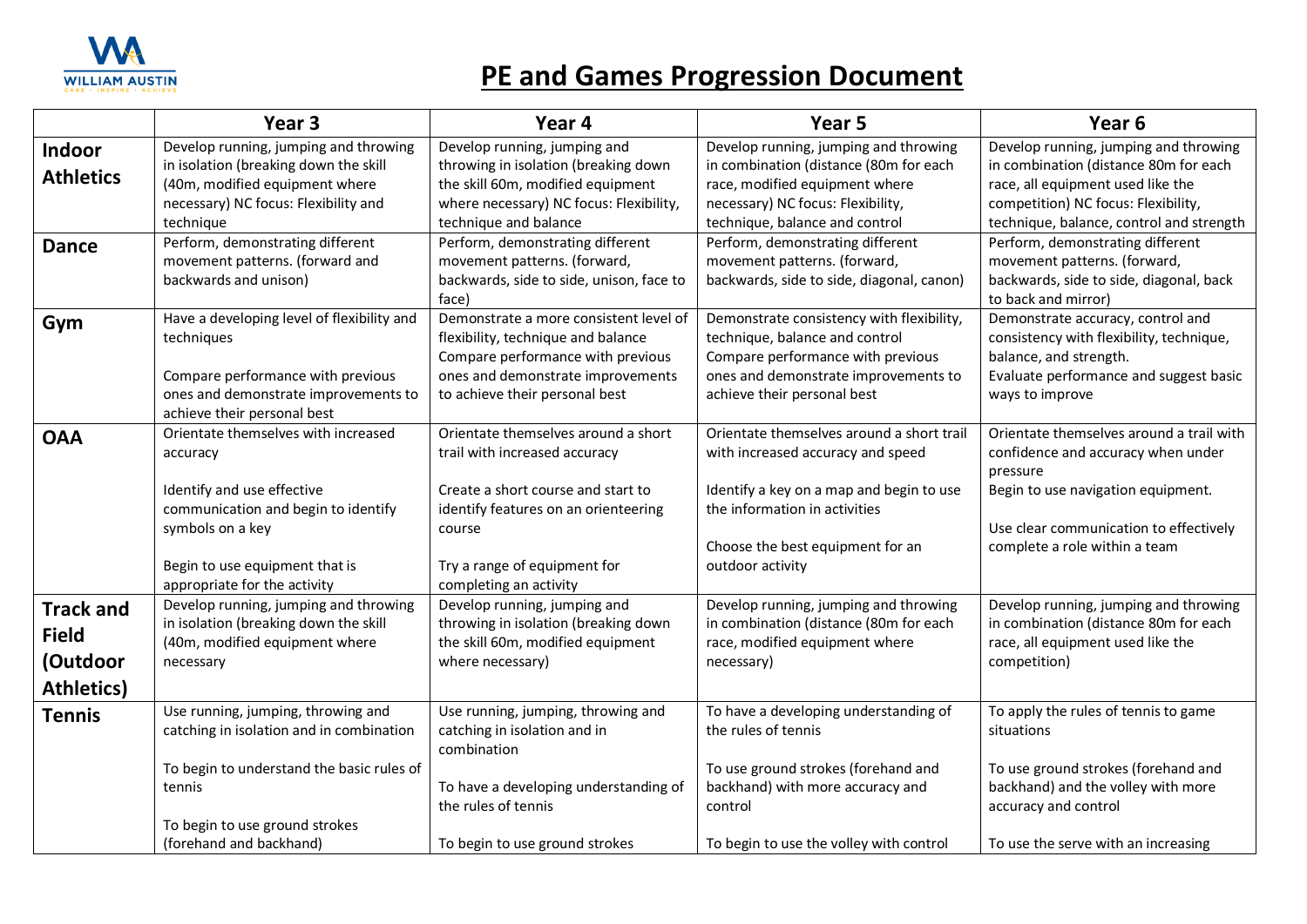# PE and Games Progression Document

| | Year 3 | Year 4 | Year 5 | Year 6 |
|---|---|---|---|---|
| **Indoor Athletics** | Develop running, jumping and throwing in isolation (breaking down the skill (40m, modified equipment where necessary) NC focus: Flexibility and technique | Develop running, jumping and throwing in isolation (breaking down the skill 60m, modified equipment where necessary) NC focus: Flexibility, technique and balance | Develop running, jumping and throwing in combination (distance (80m for each race, modified equipment where necessary) NC focus: Flexibility, technique, balance and control | Develop running, jumping and throwing in combination (distance 80m for each race, all equipment used like the competition) NC focus: Flexibility, technique, balance, control and strength |
| **Dance** | Perform, demonstrating different movement patterns. (forward and backwards and unison) | Perform, demonstrating different movement patterns. (forward, backwards, side to side, unison, face to face) | Perform, demonstrating different movement patterns. (forward, backwards, side to side, diagonal, canon) | Perform, demonstrating different movement patterns. (forward, backwards, side to side, diagonal, back to back and mirror) |
| **Gym** | Have a developing level of flexibility and techniques<br><br>Compare performance with previous ones and demonstrate improvements to achieve their personal best | Demonstrate a more consistent level of flexibility, technique and balance<br>Compare performance with previous ones and demonstrate improvements to achieve their personal best | Demonstrate consistency with flexibility, technique, balance and control<br>Compare performance with previous ones and demonstrate improvements to achieve their personal best | Demonstrate accuracy, control and consistency with flexibility, technique, balance, and strength.<br>Evaluate performance and suggest basic ways to improve |
| **OAA** | Orientate themselves with increased accuracy<br><br>Identify and use effective communication and begin to identify symbols on a key<br><br>Begin to use equipment that is appropriate for the activity | Orientate themselves around a short trail with increased accuracy<br><br>Create a short course and start to identify features on an orienteering course<br><br>Try a range of equipment for completing an activity | Orientate themselves around a short trail with increased accuracy and speed<br><br>Identify a key on a map and begin to use the information in activities<br><br>Choose the best equipment for an outdoor activity | Orientate themselves around a trail with confidence and accuracy when under pressure<br>Begin to use navigation equipment.<br><br>Use clear communication to effectively complete a role within a team |
| **Track and Field (Outdoor Athletics)** | Develop running, jumping and throwing in isolation (breaking down the skill (40m, modified equipment where necessary | Develop running, jumping and throwing in isolation (breaking down the skill 60m, modified equipment where necessary) | Develop running, jumping and throwing in combination (distance (80m for each race, modified equipment where necessary) | Develop running, jumping and throwing in combination (distance 80m for each race, all equipment used like the competition) |
| **Tennis** | Use running, jumping, throwing and catching in isolation and in combination<br><br>To begin to understand the basic rules of tennis<br><br>To begin to use ground strokes (forehand and backhand) | Use running, jumping, throwing and catching in isolation and in combination<br><br>To have a developing understanding of the rules of tennis<br><br>To begin to use ground strokes | To have a developing understanding of the rules of tennis<br><br>To use ground strokes (forehand and backhand) with more accuracy and control<br><br>To begin to use the volley with control | To apply the rules of tennis to game situations<br><br>To use ground strokes (forehand and backhand) and the volley with more accuracy and control<br><br>To use the serve with an increasing |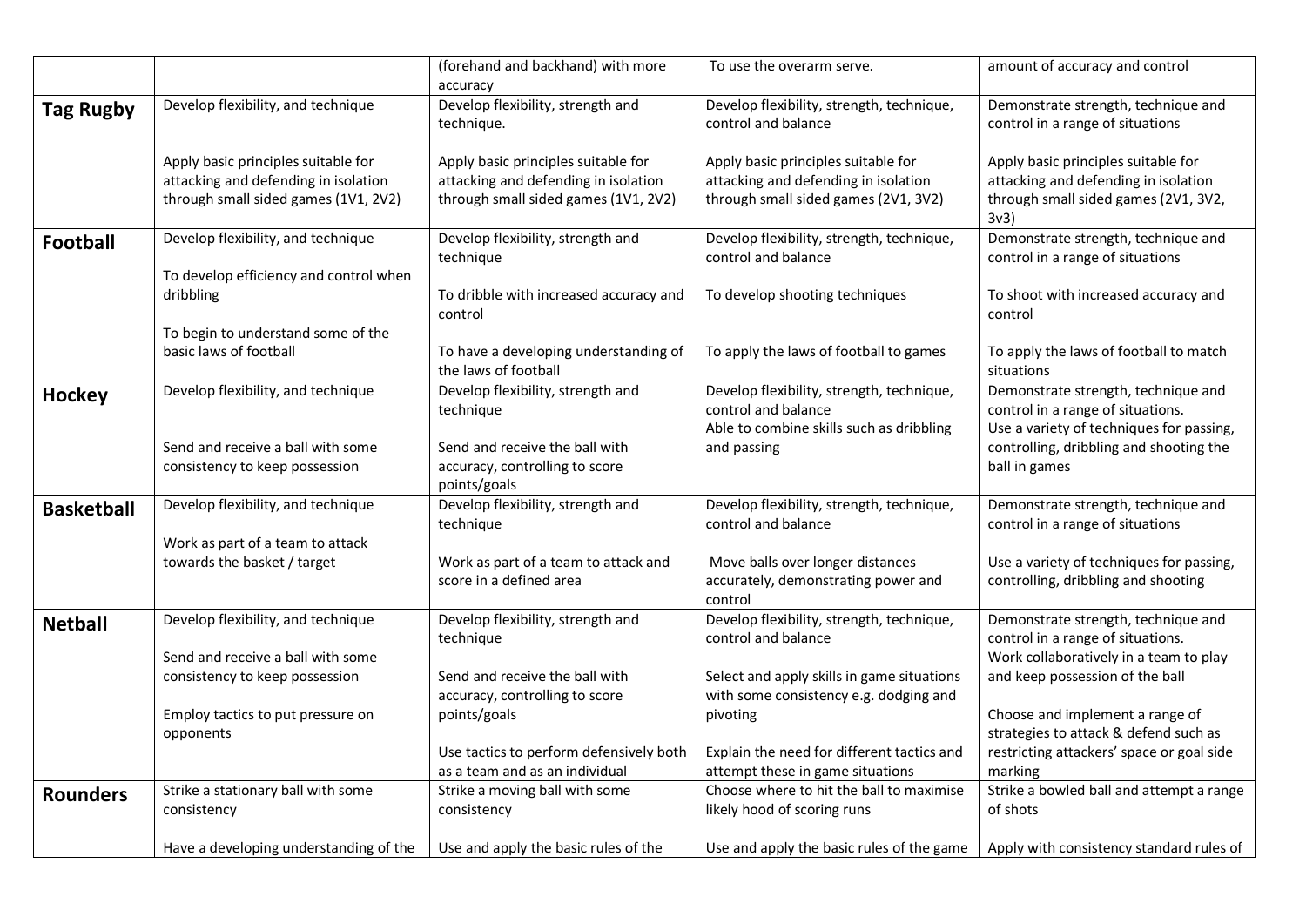| | | | | |
|---|---|---|---|---|
| | | (forehand and backhand) with more accuracy | To use the overarm serve. | amount of accuracy and control |
| **Tag Rugby** | Develop flexibility, and technique<br><br>Apply basic principles suitable for attacking and defending in isolation through small sided games (1V1, 2V2) | Develop flexibility, strength and technique.<br><br>Apply basic principles suitable for attacking and defending in isolation through small sided games (1V1, 2V2) | Develop flexibility, strength, technique, control and balance<br><br>Apply basic principles suitable for attacking and defending in isolation through small sided games (2V1, 3V2) | Demonstrate strength, technique and control in a range of situations<br><br>Apply basic principles suitable for attacking and defending in isolation through small sided games (2V1, 3V2, 3v3) |
| **Football** | Develop flexibility, and technique<br><br>To develop efficiency and control when dribbling<br><br>To begin to understand some of the basic laws of football | Develop flexibility, strength and technique<br><br>To dribble with increased accuracy and control<br><br>To have a developing understanding of the laws of football | Develop flexibility, strength, technique, control and balance<br><br>To develop shooting techniques<br><br>To apply the laws of football to games | Demonstrate strength, technique and control in a range of situations<br><br>To shoot with increased accuracy and control<br><br>To apply the laws of football to match situations |
| **Hockey** | Develop flexibility, and technique<br><br>Send and receive a ball with some consistency to keep possession | Develop flexibility, strength and technique<br><br>Send and receive the ball with accuracy, controlling to score points/goals | Develop flexibility, strength, technique, control and balance<br>Able to combine skills such as dribbling and passing | Demonstrate strength, technique and control in a range of situations.<br>Use a variety of techniques for passing, controlling, dribbling and shooting the ball in games |
| **Basketball** | Develop flexibility, and technique<br><br>Work as part of a team to attack towards the basket / target | Develop flexibility, strength and technique<br><br>Work as part of a team to attack and score in a defined area | Develop flexibility, strength, technique, control and balance<br><br>Move balls over longer distances accurately, demonstrating power and control | Demonstrate strength, technique and control in a range of situations<br><br>Use a variety of techniques for passing, controlling, dribbling and shooting |
| **Netball** | Develop flexibility, and technique<br><br>Send and receive a ball with some consistency to keep possession<br><br>Employ tactics to put pressure on opponents | Develop flexibility, strength and technique<br><br>Send and receive the ball with accuracy, controlling to score points/goals<br><br>Use tactics to perform defensively both as a team and as an individual | Develop flexibility, strength, technique, control and balance<br><br>Select and apply skills in game situations with some consistency e.g. dodging and pivoting<br><br>Explain the need for different tactics and attempt these in game situations | Demonstrate strength, technique and control in a range of situations.<br>Work collaboratively in a team to play and keep possession of the ball<br><br>Choose and implement a range of strategies to attack & defend such as restricting attackers' space or goal side marking |
| **Rounders** | Strike a stationary ball with some consistency<br><br>Have a developing understanding of the | Strike a moving ball with some consistency<br><br>Use and apply the basic rules of the | Choose where to hit the ball to maximise likely hood of scoring runs<br><br>Use and apply the basic rules of the game | Strike a bowled ball and attempt a range of shots<br><br>Apply with consistency standard rules of |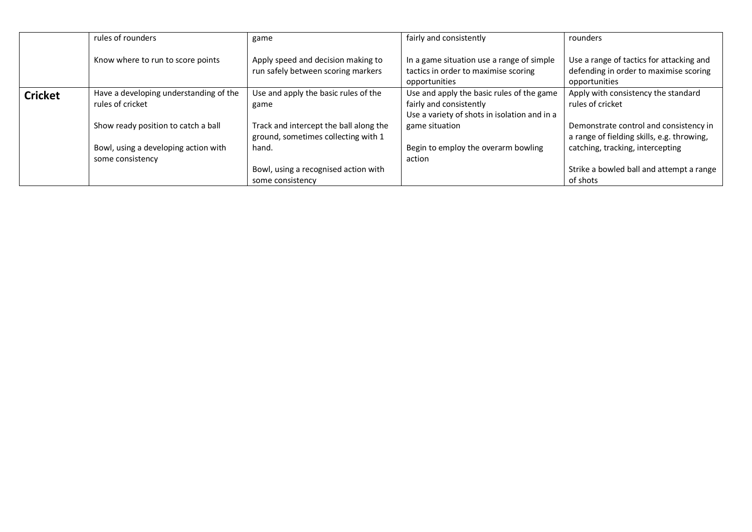| | | | | |
|---|---|---|---|---|
| | rules of rounders<br><br>Know where to run to score points | game<br><br>Apply speed and decision making to run safely between scoring markers | fairly and consistently<br><br>In a game situation use a range of simple tactics in order to maximise scoring opportunities | rounders<br><br>Use a range of tactics for attacking and defending in order to maximise scoring opportunities |
| **Cricket** | Have a developing understanding of the rules of cricket<br><br>Show ready position to catch a ball<br><br>Bowl, using a developing action with some consistency | Use and apply the basic rules of the game<br><br>Track and intercept the ball along the ground, sometimes collecting with 1 hand.<br><br>Bowl, using a recognised action with some consistency | Use and apply the basic rules of the game fairly and consistently<br>Use a variety of shots in isolation and in a game situation<br><br>Begin to employ the overarm bowling action | Apply with consistency the standard rules of cricket<br><br>Demonstrate control and consistency in a range of fielding skills, e.g. throwing, catching, tracking, intercepting<br><br>Strike a bowled ball and attempt a range of shots |